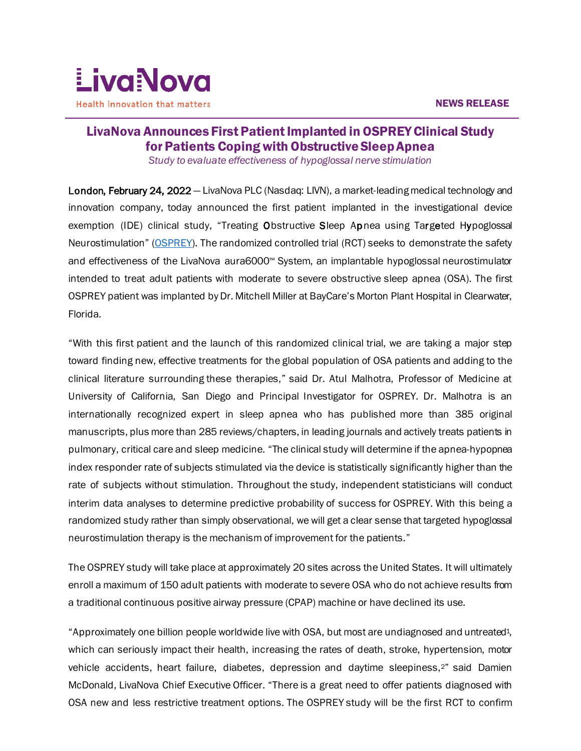LivaNova

Health innovation that matters

**NEWS RELEASE**

# LivaNova Announces First Patient Implanted in OSPREY Clinical Study for Patients Coping with Obstructive Sleep Apnea

*Study to evaluate effectiveness of hypoglossal nerve stimulation*

**London, February 24, 2022** — LivaNova PLC (Nasdaq: LIVN), a market-leading medical technology and innovation company, today announced the first patient implanted in the investigational device exemption (IDE) clinical study, "Treating **O**bstructive **S**leep A**p**nea using Ta**r**g**e**ted H**y**poglossal Neurostimulation" (OSPREY). The randomized controlled trial (RCT) seeks to demonstrate the safety and effectiveness of the LivaNova aura6000™ System, an implantable hypoglossal neurostimulator intended to treat adult patients with moderate to severe obstructive sleep apnea (OSA). The first OSPREY patient was implanted by Dr. Mitchell Miller at BayCare's Morton Plant Hospital in Clearwater, Florida.

"With this first patient and the launch of this randomized clinical trial, we are taking a major step toward finding new, effective treatments for the global population of OSA patients and adding to the clinical literature surrounding these therapies," said Dr. Atul Malhotra, Professor of Medicine at University of California, San Diego and Principal Investigator for OSPREY. Dr. Malhotra is an internationally recognized expert in sleep apnea who has published more than 385 original manuscripts, plus more than 285 reviews/chapters, in leading journals and actively treats patients in pulmonary, critical care and sleep medicine. "The clinical study will determine if the apnea-hypopnea index responder rate of subjects stimulated via the device is statistically significantly higher than the rate of subjects without stimulation. Throughout the study, independent statisticians will conduct interim data analyses to determine predictive probability of success for OSPREY. With this being a randomized study rather than simply observational, we will get a clear sense that targeted hypoglossal neurostimulation therapy is the mechanism of improvement for the patients."

The OSPREY study will take place at approximately 20 sites across the United States. It will ultimately enroll a maximum of 150 adult patients with moderate to severe OSA who do not achieve results from a traditional continuous positive airway pressure (CPAP) machine or have declined its use.

"Approximately one billion people worldwide live with OSA, but most are undiagnosed and untreated[1], which can seriously impact their health, increasing the rates of death, stroke, hypertension, motor vehicle accidents, heart failure, diabetes, depression and daytime sleepiness,[2]" said Damien McDonald, LivaNova Chief Executive Officer. "There is a great need to offer patients diagnosed with OSA new and less restrictive treatment options. The OSPREY study will be the first RCT to confirm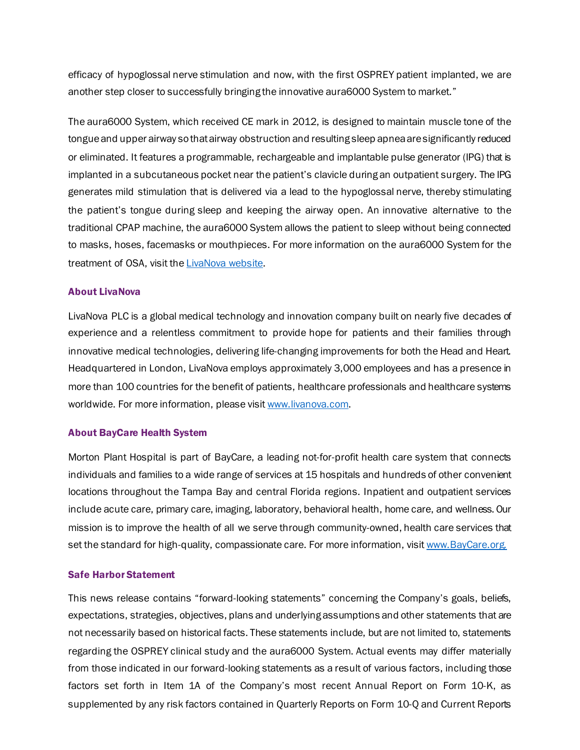efficacy of hypoglossal nerve stimulation and now, with the first OSPREY patient implanted, we are another step closer to successfully bringing the innovative aura6000 System to market."

The aura6000 System, which received CE mark in 2012, is designed to maintain muscle tone of the tongue and upper airway so that airway obstruction and resulting sleep apnea are significantly reduced or eliminated. It features a programmable, rechargeable and implantable pulse generator (IPG) that is implanted in a subcutaneous pocket near the patient's clavicle during an outpatient surgery. The IPG generates mild stimulation that is delivered via a lead to the hypoglossal nerve, thereby stimulating the patient's tongue during sleep and keeping the airway open. An innovative alternative to the traditional CPAP machine, the aura6000 System allows the patient to sleep without being connected to masks, hoses, facemasks or mouthpieces. For more information on the aura6000 System for the treatment of OSA, visit the LivaNova website.

## About LivaNova

LivaNova PLC is a global medical technology and innovation company built on nearly five decades of experience and a relentless commitment to provide hope for patients and their families through innovative medical technologies, delivering life-changing improvements for both the Head and Heart. Headquartered in London, LivaNova employs approximately 3,000 employees and has a presence in more than 100 countries for the benefit of patients, healthcare professionals and healthcare systems worldwide. For more information, please visit www.livanova.com.

## About BayCare Health System

Morton Plant Hospital is part of BayCare, a leading not-for-profit health care system that connects individuals and families to a wide range of services at 15 hospitals and hundreds of other convenient locations throughout the Tampa Bay and central Florida regions. Inpatient and outpatient services include acute care, primary care, imaging, laboratory, behavioral health, home care, and wellness. Our mission is to improve the health of all we serve through community-owned, health care services that set the standard for high-quality, compassionate care. For more information, visit www.BayCare.org.

## Safe Harbor Statement

This news release contains "forward-looking statements" concerning the Company's goals, beliefs, expectations, strategies, objectives, plans and underlying assumptions and other statements that are not necessarily based on historical facts. These statements include, but are not limited to, statements regarding the OSPREY clinical study and the aura6000 System. Actual events may differ materially from those indicated in our forward-looking statements as a result of various factors, including those factors set forth in Item 1A of the Company's most recent Annual Report on Form 10-K, as supplemented by any risk factors contained in Quarterly Reports on Form 10-Q and Current Reports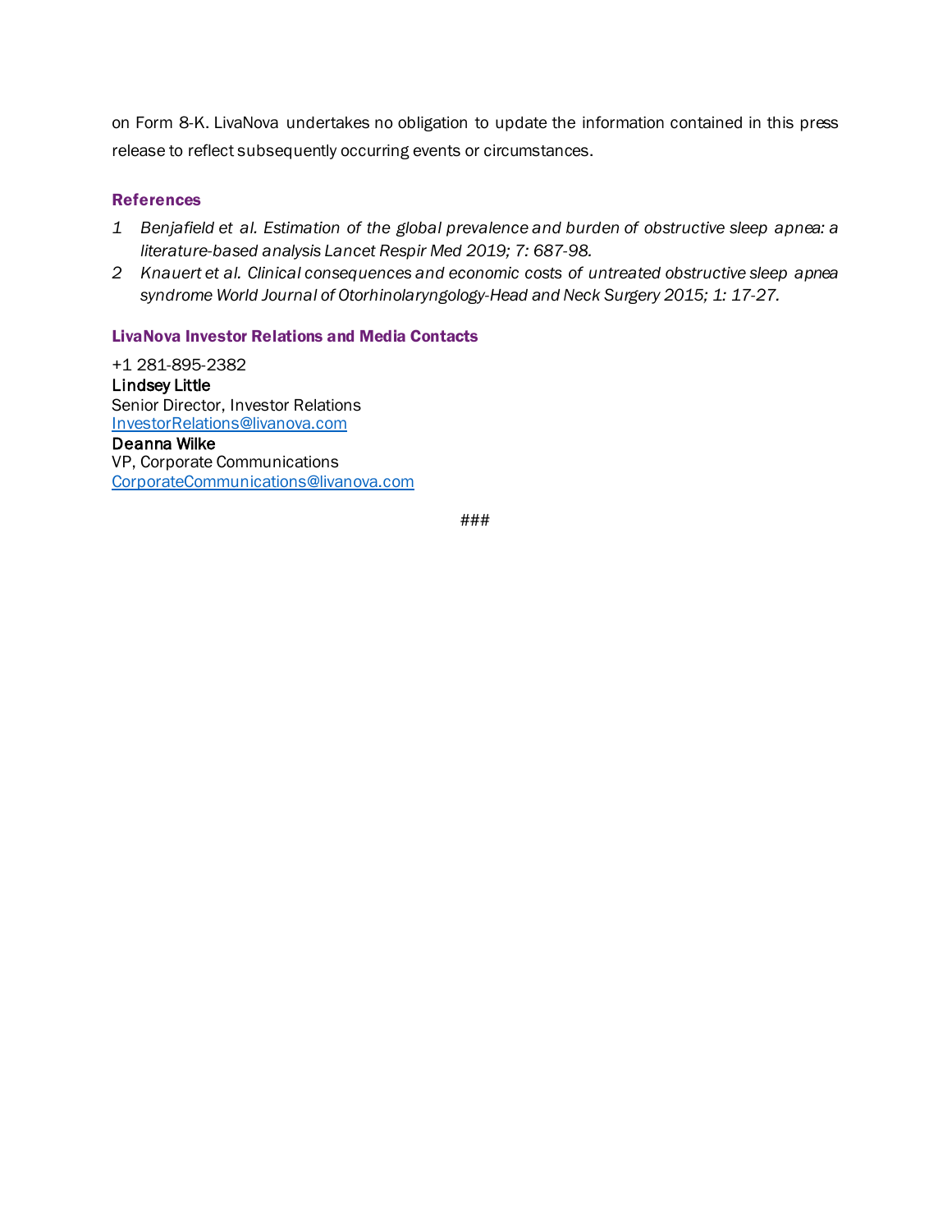on Form 8-K. LivaNova undertakes no obligation to update the information contained in this press release to reflect subsequently occurring events or circumstances.

### References

1. *Benjafield et al. Estimation of the global prevalence and burden of obstructive sleep apnea: a literature-based analysis Lancet Respir Med 2019; 7: 687-98.*
2. *Knauert et al. Clinical consequences and economic costs of untreated obstructive sleep apnea syndrome World Journal of Otorhinolaryngology-Head and Neck Surgery 2015; 1: 17-27.*

### LivaNova Investor Relations and Media Contacts

+1 281-895-2382

Lindsey Little
Senior Director, Investor Relations
InvestorRelations@livanova.com

Deanna Wilke
VP, Corporate Communications
CorporateCommunications@livanova.com

###